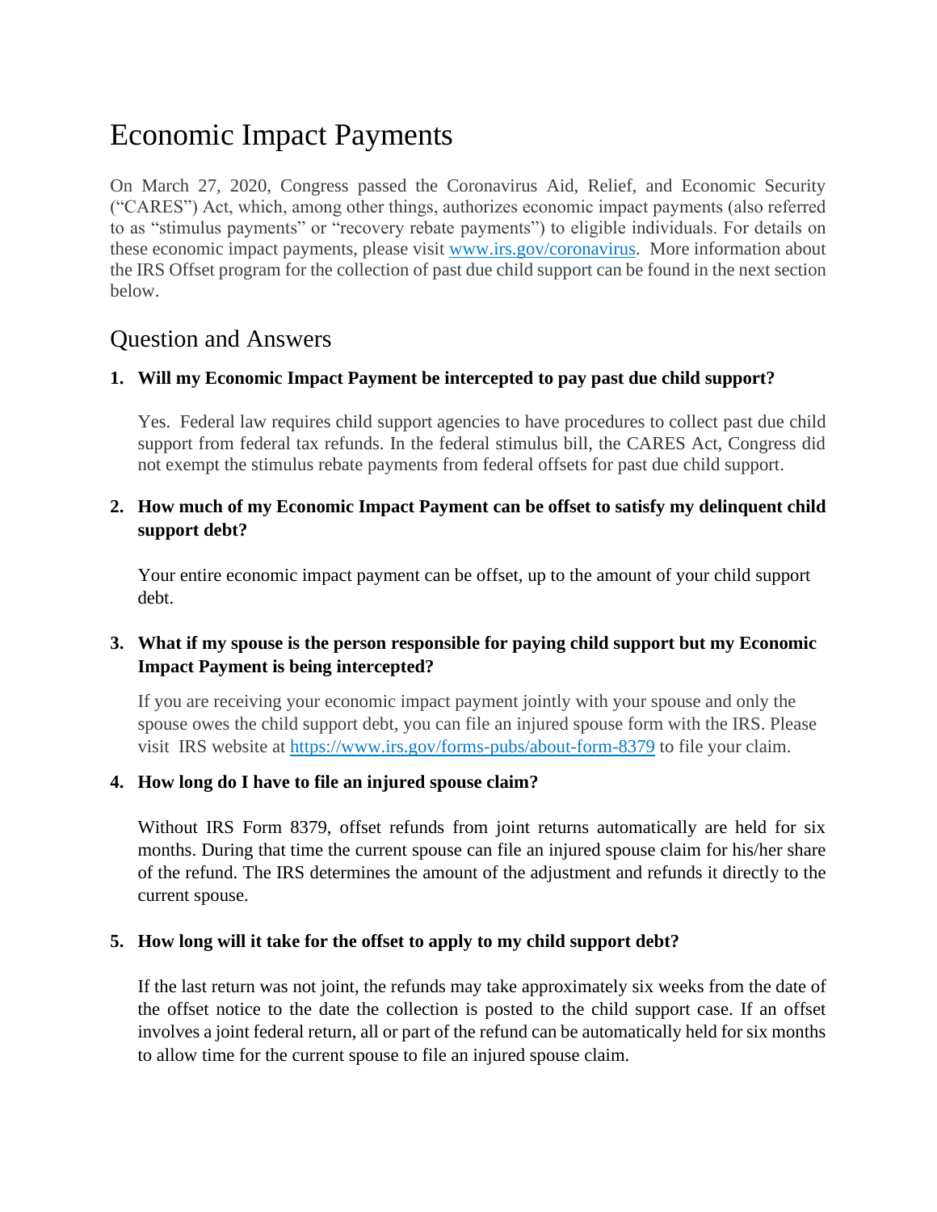# Economic Impact Payments

On March 27, 2020, Congress passed the Coronavirus Aid, Relief, and Economic Security ("CARES") Act, which, among other things, authorizes economic impact payments (also referred to as "stimulus payments" or "recovery rebate payments") to eligible individuals. For details on these economic impact payments, please visit [www.irs.gov/coronavirus](www.irs.gov/coronavirus). More information about the IRS Offset program for the collection of past due child support can be found in the next section below.

## Question and Answers

1. **Will my Economic Impact Payment be intercepted to pay past due child support?**

   Yes. Federal law requires child support agencies to have procedures to collect past due child support from federal tax refunds. In the federal stimulus bill, the CARES Act, Congress did not exempt the stimulus rebate payments from federal offsets for past due child support.

2. **How much of my Economic Impact Payment can be offset to satisfy my delinquent child support debt?**

   Your entire economic impact payment can be offset, up to the amount of your child support debt.

3. **What if my spouse is the person responsible for paying child support but my Economic Impact Payment is being intercepted?**

   If you are receiving your economic impact payment jointly with your spouse and only the spouse owes the child support debt, you can file an injured spouse form with the IRS. Please visit IRS website at [https://www.irs.gov/forms-pubs/about-form-8379](https://www.irs.gov/forms-pubs/about-form-8379) to file your claim.

4. **How long do I have to file an injured spouse claim?**

   Without IRS Form 8379, offset refunds from joint returns automatically are held for six months. During that time the current spouse can file an injured spouse claim for his/her share of the refund. The IRS determines the amount of the adjustment and refunds it directly to the current spouse.

5. **How long will it take for the offset to apply to my child support debt?**

   If the last return was not joint, the refunds may take approximately six weeks from the date of the offset notice to the date the collection is posted to the child support case. If an offset involves a joint federal return, all or part of the refund can be automatically held for six months to allow time for the current spouse to file an injured spouse claim.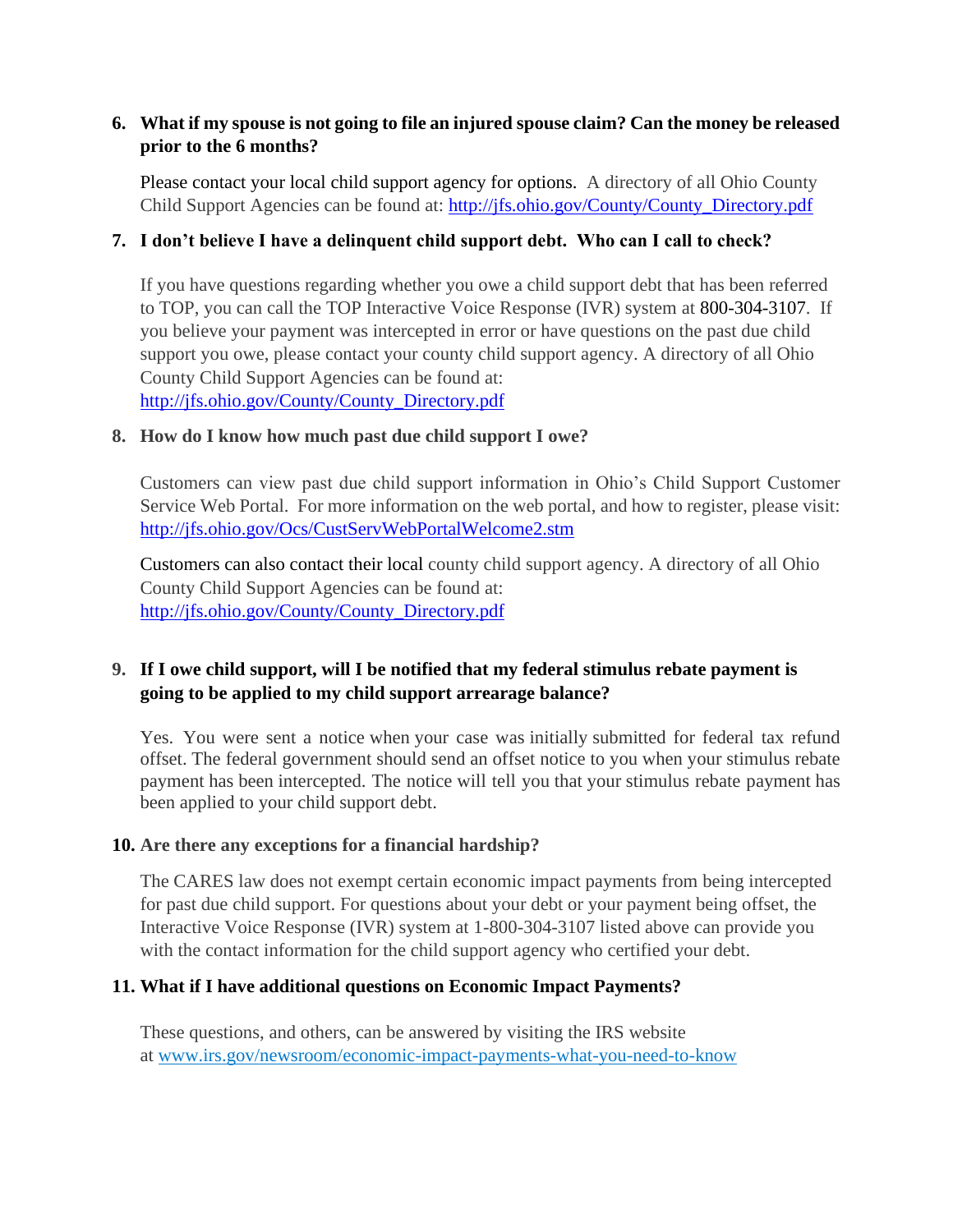6. **What if my spouse is not going to file an injured spouse claim? Can the money be released prior to the 6 months?**

   Please contact your local child support agency for options. A directory of all Ohio County Child Support Agencies can be found at: http://jfs.ohio.gov/County/County_Directory.pdf

7. **I don't believe I have a delinquent child support debt. Who can I call to check?**

   If you have questions regarding whether you owe a child support debt that has been referred to TOP, you can call the TOP Interactive Voice Response (IVR) system at 800-304-3107. If you believe your payment was intercepted in error or have questions on the past due child support you owe, please contact your county child support agency. A directory of all Ohio County Child Support Agencies can be found at: http://jfs.ohio.gov/County/County_Directory.pdf

8. **How do I know how much past due child support I owe?**

   Customers can view past due child support information in Ohio's Child Support Customer Service Web Portal. For more information on the web portal, and how to register, please visit: http://jfs.ohio.gov/Ocs/CustServWebPortalWelcome2.stm

   Customers can also contact their local county child support agency. A directory of all Ohio County Child Support Agencies can be found at: http://jfs.ohio.gov/County/County_Directory.pdf

9. **If I owe child support, will I be notified that my federal stimulus rebate payment is going to be applied to my child support arrearage balance?**

   Yes. You were sent a notice when your case was initially submitted for federal tax refund offset. The federal government should send an offset notice to you when your stimulus rebate payment has been intercepted. The notice will tell you that your stimulus rebate payment has been applied to your child support debt.

10. **Are there any exceptions for a financial hardship?**

    The CARES law does not exempt certain economic impact payments from being intercepted for past due child support. For questions about your debt or your payment being offset, the Interactive Voice Response (IVR) system at 1-800-304-3107 listed above can provide you with the contact information for the child support agency who certified your debt.

11. **What if I have additional questions on Economic Impact Payments?**

    These questions, and others, can be answered by visiting the IRS website at www.irs.gov/newsroom/economic-impact-payments-what-you-need-to-know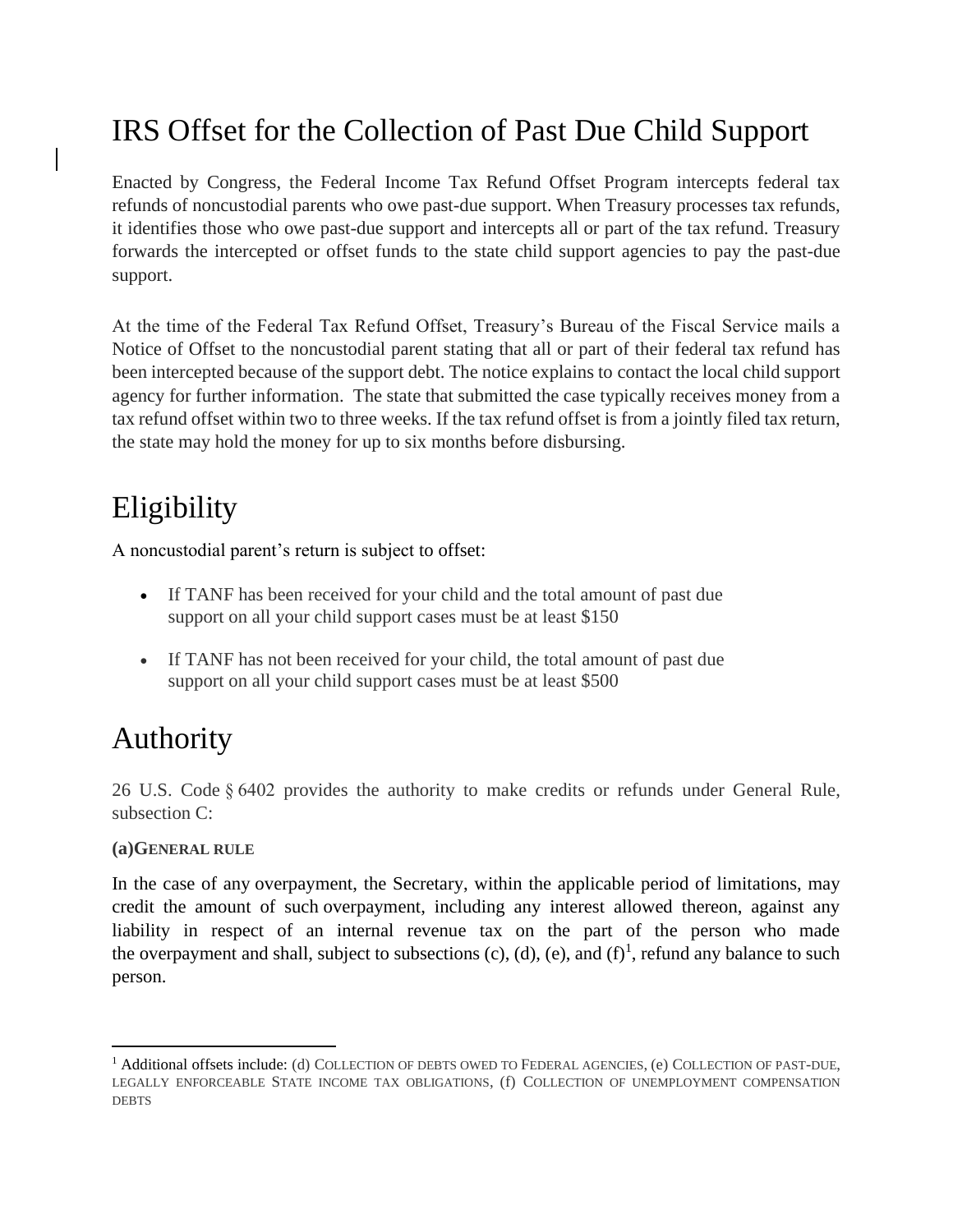# IRS Offset for the Collection of Past Due Child Support

Enacted by Congress, the Federal Income Tax Refund Offset Program intercepts federal tax refunds of noncustodial parents who owe past-due support. When Treasury processes tax refunds, it identifies those who owe past-due support and intercepts all or part of the tax refund. Treasury forwards the intercepted or offset funds to the state child support agencies to pay the past-due support.

At the time of the Federal Tax Refund Offset, Treasury's Bureau of the Fiscal Service mails a Notice of Offset to the noncustodial parent stating that all or part of their federal tax refund has been intercepted because of the support debt. The notice explains to contact the local child support agency for further information. The state that submitted the case typically receives money from a tax refund offset within two to three weeks. If the tax refund offset is from a jointly filed tax return, the state may hold the money for up to six months before disbursing.

# Eligibility

A noncustodial parent's return is subject to offset:

- If TANF has been received for your child and the total amount of past due support on all your child support cases must be at least $150
- If TANF has not been received for your child, the total amount of past due support on all your child support cases must be at least $500

# Authority

26 U.S. Code § 6402 provides the authority to make credits or refunds under General Rule, subsection C:

**(a) GENERAL RULE**

In the case of any overpayment, the Secretary, within the applicable period of limitations, may credit the amount of such overpayment, including any interest allowed thereon, against any liability in respect of an internal revenue tax on the part of the person who made the overpayment and shall, subject to subsections (c), (d), (e), and (f)[1], refund any balance to such person.

---

[1] Additional offsets include: (d) COLLECTION OF DEBTS OWED TO FEDERAL AGENCIES, (e) COLLECTION OF PAST-DUE, LEGALLY ENFORCEABLE STATE INCOME TAX OBLIGATIONS, (f) COLLECTION OF UNEMPLOYMENT COMPENSATION DEBTS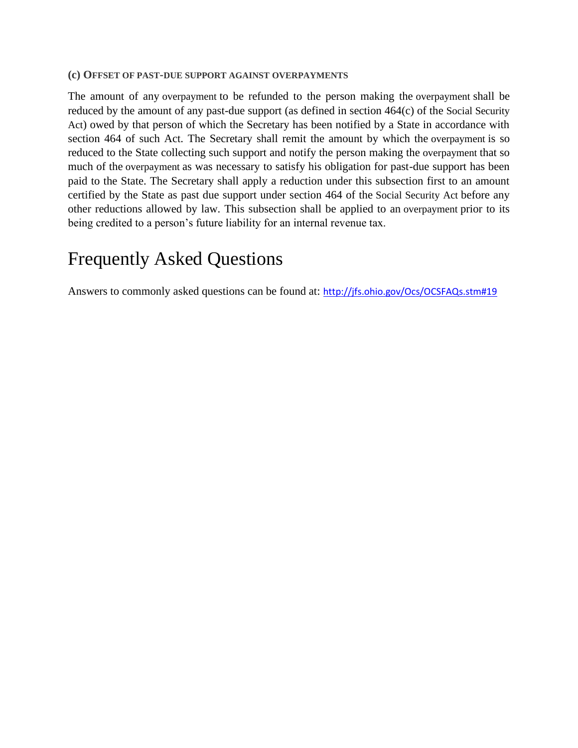**(c) OFFSET OF PAST-DUE SUPPORT AGAINST OVERPAYMENTS**

The amount of any overpayment to be refunded to the person making the overpayment shall be reduced by the amount of any past-due support (as defined in section 464(c) of the Social Security Act) owed by that person of which the Secretary has been notified by a State in accordance with section 464 of such Act. The Secretary shall remit the amount by which the overpayment is so reduced to the State collecting such support and notify the person making the overpayment that so much of the overpayment as was necessary to satisfy his obligation for past-due support has been paid to the State. The Secretary shall apply a reduction under this subsection first to an amount certified by the State as past due support under section 464 of the Social Security Act before any other reductions allowed by law. This subsection shall be applied to an overpayment prior to its being credited to a person's future liability for an internal revenue tax.

# Frequently Asked Questions

Answers to commonly asked questions can be found at: http://jfs.ohio.gov/Ocs/OCSFAQs.stm#19